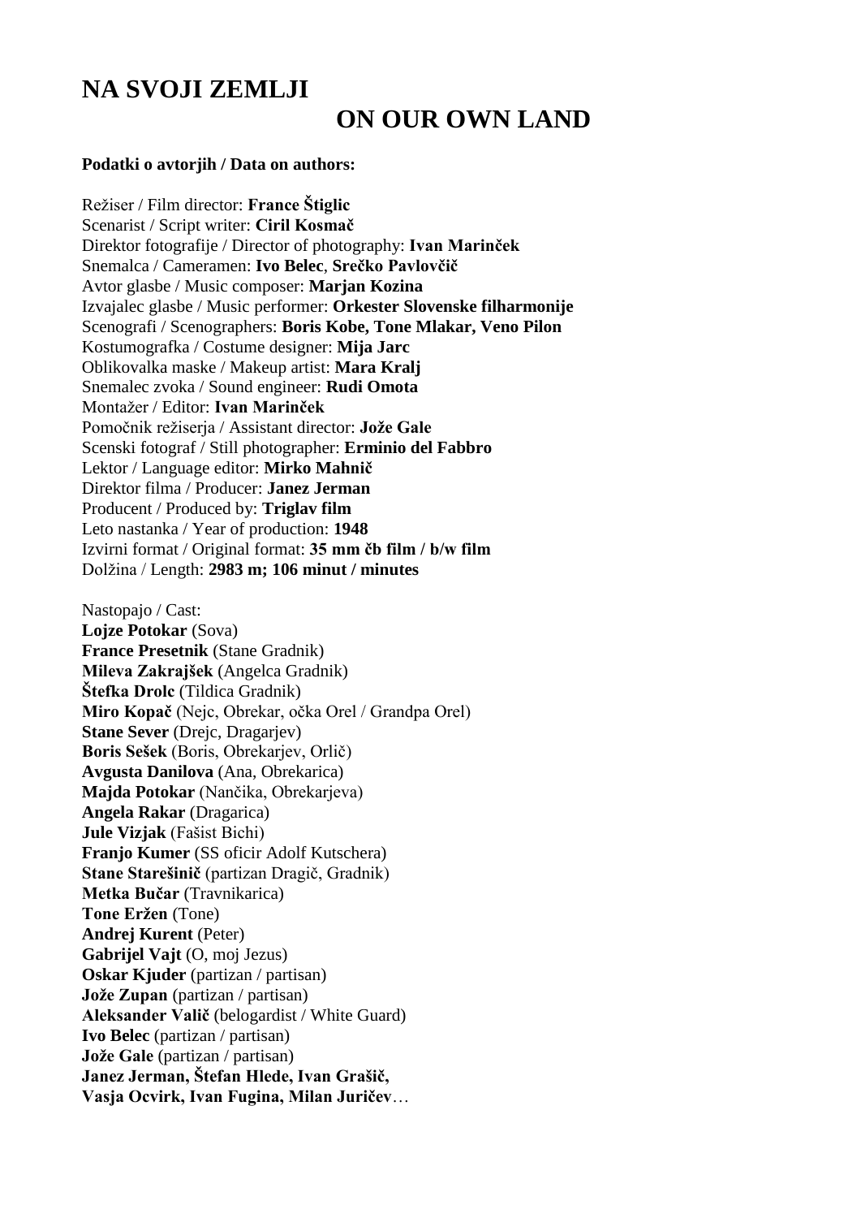# NA SVOJI ZEMLJI

# ON OUR OWN LAND

**Podatki o avtorjih / Data on authors:**

Režiser / Film director: **France Štiglic**
Scenarist / Script writer: **Ciril Kosmač**
Direktor fotografije / Director of photography: **Ivan Marinček**
Snemalca / Cameramen: **Ivo Belec**, **Srečko Pavlovčič**
Avtor glasbe / Music composer: **Marjan Kozina**
Izvajalec glasbe / Music performer: **Orkester Slovenske filharmonije**
Scenografi / Scenographers: **Boris Kobe, Tone Mlakar, Veno Pilon**
Kostumografka / Costume designer: **Mija Jarc**
Oblikovalka maske / Makeup artist: **Mara Kralj**
Snemalec zvoka / Sound engineer: **Rudi Omota**
Montažer / Editor: **Ivan Marinček**
Pomočnik režiserja / Assistant director: **Jože Gale**
Scenski fotograf / Still photographer: **Erminio del Fabbro**
Lektor / Language editor: **Mirko Mahnič**
Direktor filma / Producer: **Janez Jerman**
Producent / Produced by: **Triglav film**
Leto nastanka / Year of production: **1948**
Izvirni format / Original format: **35 mm čb film / b/w film**
Dolžina / Length: **2983 m; 106 minut / minutes**

Nastopajo / Cast:
**Lojze Potokar** (Sova)
**France Presetnik** (Stane Gradnik)
**Mileva Zakrajšek** (Angelca Gradnik)
**Štefka Drolc** (Tildica Gradnik)
**Miro Kopač** (Nejc, Obrekar, očka Orel / Grandpa Orel)
**Stane Sever** (Drejc, Dragarjev)
**Boris Sešek** (Boris, Obrekarjev, Orlič)
**Avgusta Danilova** (Ana, Obrekarica)
**Majda Potokar** (Nančika, Obrekarjeva)
**Angela Rakar** (Dragarica)
**Jule Vizjak** (Fašist Bichi)
**Franjo Kumer** (SS oficir Adolf Kutschera)
**Stane Starešinič** (partizan Dragič, Gradnik)
**Metka Bučar** (Travnikarica)
**Tone Eržen** (Tone)
**Andrej Kurent** (Peter)
**Gabrijel Vajt** (O, moj Jezus)
**Oskar Kjuder** (partizan / partisan)
**Jože Zupan** (partizan / partisan)
**Aleksander Valič** (belogardist / White Guard)
**Ivo Belec** (partizan / partisan)
**Jože Gale** (partizan / partisan)
**Janez Jerman, Štefan Hlede, Ivan Grašič,**
**Vasja Ocvirk, Ivan Fugina, Milan Juričev**…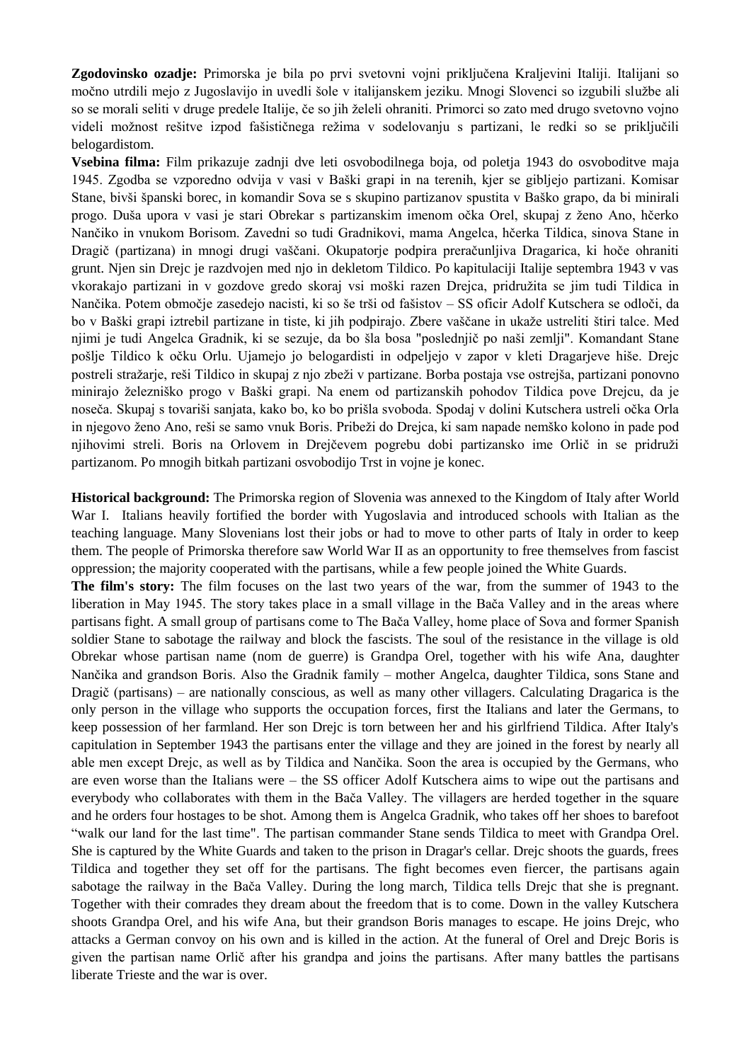**Zgodovinsko ozadje:** Primorska je bila po prvi svetovni vojni priključena Kraljevini Italiji. Italijani so močno utrdili mejo z Jugoslavijo in uvedli šole v italijanskem jeziku. Mnogi Slovenci so izgubili službe ali so se morali seliti v druge predele Italije, če so jih želeli ohraniti. Primorci so zato med drugo svetovno vojno videli možnost rešitve izpod fašističnega režima v sodelovanju s partizani, le redki so se priključili belogardistom.

**Vsebina filma:** Film prikazuje zadnji dve leti osvobodilnega boja, od poletja 1943 do osvoboditve maja 1945. Zgodba se vzporedno odvija v vasi v Baški grapi in na terenih, kjer se gibljejo partizani. Komisar Stane, bivši španski borec, in komandir Sova se s skupino partizanov spustita v Baško grapo, da bi minirali progo. Duša upora v vasi je stari Obrekar s partizanskim imenom očka Orel, skupaj z ženo Ano, hčerko Nančiko in vnukom Borisom. Zavedni so tudi Gradnikovi, mama Angelca, hčerka Tildica, sinova Stane in Dragič (partizana) in mnogi drugi vaščani. Okupatorje podpira preračunljiva Dragarica, ki hoče ohraniti grunt. Njen sin Drejc je razdvojen med njo in dekletom Tildico. Po kapitulaciji Italije septembra 1943 v vas vkorakajo partizani in v gozdove gredo skoraj vsi moški razen Drejca, pridružita se jim tudi Tildica in Nančika. Potem območje zasedejo nacisti, ki so še trši od fašistov – SS oficir Adolf Kutschera se odloči, da bo v Baški grapi iztrebil partizane in tiste, ki jih podpirajo. Zbere vaščane in ukaže ustreliti štiri talce. Med njimi je tudi Angelca Gradnik, ki se sezuje, da bo šla bosa "poslednjič po naši zemlji". Komandant Stane pošlje Tildico k očku Orlu. Ujamejo jo belogardisti in odpeljejo v zapor v kleti Dragarjeve hiše. Drejc postreli stražarje, reši Tildico in skupaj z njo zbeži v partizane. Borba postaja vse ostrejša, partizani ponovno minirajo železniško progo v Baški grapi. Na enem od partizanskih pohodov Tildica pove Drejcu, da je noseča. Skupaj s tovariši sanjata, kako bo, ko bo prišla svoboda. Spodaj v dolini Kutschera ustreli očka Orla in njegovo ženo Ano, reši se samo vnuk Boris. Pribeži do Drejca, ki sam napade nemško kolono in pade pod njihovimi streli. Boris na Orlovem in Drejčevem pogrebu dobi partizansko ime Orlič in se pridruži partizanom. Po mnogih bitkah partizani osvobodijo Trst in vojne je konec.

**Historical background:** The Primorska region of Slovenia was annexed to the Kingdom of Italy after World War I. Italians heavily fortified the border with Yugoslavia and introduced schools with Italian as the teaching language. Many Slovenians lost their jobs or had to move to other parts of Italy in order to keep them. The people of Primorska therefore saw World War II as an opportunity to free themselves from fascist oppression; the majority cooperated with the partisans, while a few people joined the White Guards.

**The film's story:** The film focuses on the last two years of the war, from the summer of 1943 to the liberation in May 1945. The story takes place in a small village in the Bača Valley and in the areas where partisans fight. A small group of partisans come to The Bača Valley, home place of Sova and former Spanish soldier Stane to sabotage the railway and block the fascists. The soul of the resistance in the village is old Obrekar whose partisan name (nom de guerre) is Grandpa Orel, together with his wife Ana, daughter Nančika and grandson Boris. Also the Gradnik family – mother Angelca, daughter Tildica, sons Stane and Dragič (partisans) – are nationally conscious, as well as many other villagers. Calculating Dragarica is the only person in the village who supports the occupation forces, first the Italians and later the Germans, to keep possession of her farmland. Her son Drejc is torn between her and his girlfriend Tildica. After Italy's capitulation in September 1943 the partisans enter the village and they are joined in the forest by nearly all able men except Drejc, as well as by Tildica and Nančika. Soon the area is occupied by the Germans, who are even worse than the Italians were – the SS officer Adolf Kutschera aims to wipe out the partisans and everybody who collaborates with them in the Bača Valley. The villagers are herded together in the square and he orders four hostages to be shot. Among them is Angelca Gradnik, who takes off her shoes to barefoot "walk our land for the last time". The partisan commander Stane sends Tildica to meet with Grandpa Orel. She is captured by the White Guards and taken to the prison in Dragar's cellar. Drejc shoots the guards, frees Tildica and together they set off for the partisans. The fight becomes even fiercer, the partisans again sabotage the railway in the Bača Valley. During the long march, Tildica tells Drejc that she is pregnant. Together with their comrades they dream about the freedom that is to come. Down in the valley Kutschera shoots Grandpa Orel, and his wife Ana, but their grandson Boris manages to escape. He joins Drejc, who attacks a German convoy on his own and is killed in the action. At the funeral of Orel and Drejc Boris is given the partisan name Orlič after his grandpa and joins the partisans. After many battles the partisans liberate Trieste and the war is over.